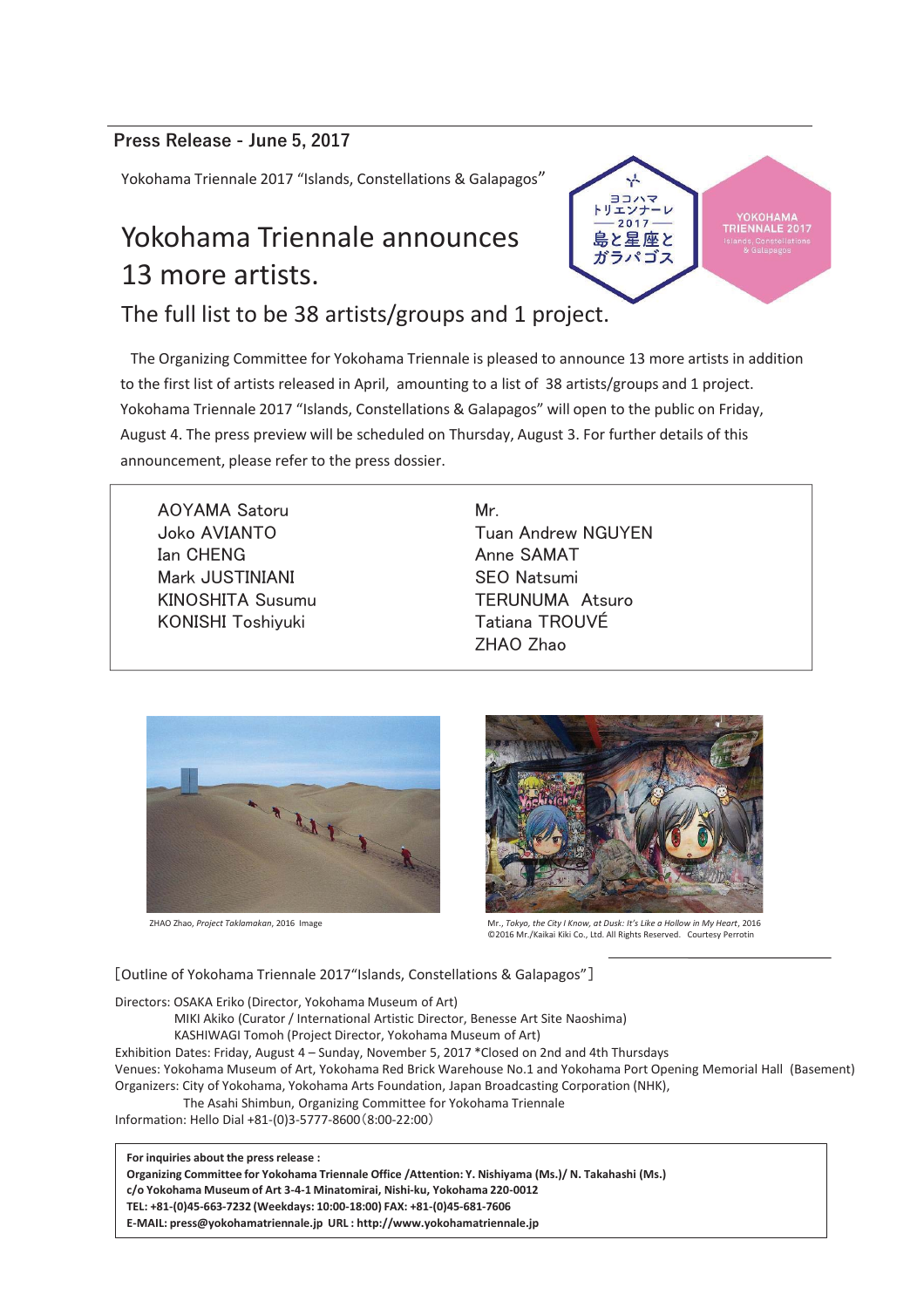**Press Release - June 5, 2017**

Yokohama Triennale 2017 "Islands, Constellations & Galapagos"

# Yokohama Triennale announces 13 more artists.

## The full list to be 38 artists/groups and 1 project.

The Organizing Committee for Yokohama Triennale is pleased to announce 13 more artists in addition to the first list of artists released in April, amounting to a list of 38 artists/groups and 1 project. Yokohama Triennale 2017 "Islands, Constellations & Galapagos" will open to the public on Friday, August 4. The press preview will be scheduled on Thursday, August 3. For further details of this announcement, please refer to the press dossier.

AOYAMA Satoru
Joko AVIANTO
Ian CHENG
Mark JUSTINIANI
KINOSHITA Susumu
KONISHI Toshiyuki
Mr.
Tuan Andrew NGUYEN
Anne SAMAT
SEO Natsumi
TERUNUMA Atsuro
Tatiana TROUVÉ
ZHAO Zhao

ZHAO Zhao, *Project Taklamakan*, 2016 Image

Mr., *Tokyo, the City I Know, at Dusk: It's Like a Hollow in My Heart*, 2016
©2016 Mr./Kaikai Kiki Co., Ltd. All Rights Reserved. Courtesy Perrotin

［Outline of Yokohama Triennale 2017"Islands, Constellations & Galapagos"］

Directors: OSAKA Eriko (Director, Yokohama Museum of Art)
MIKI Akiko (Curator / International Artistic Director, Benesse Art Site Naoshima)
KASHIWAGI Tomoh (Project Director, Yokohama Museum of Art)
Exhibition Dates: Friday, August 4 – Sunday, November 5, 2017 *Closed on 2nd and 4th Thursdays
Venues: Yokohama Museum of Art, Yokohama Red Brick Warehouse No.1 and Yokohama Port Opening Memorial Hall (Basement)
Organizers: City of Yokohama, Yokohama Arts Foundation, Japan Broadcasting Corporation (NHK),
The Asahi Shimbun, Organizing Committee for Yokohama Triennale
Information: Hello Dial +81-(0)3-5777-8600（8:00-22:00）

**For inquiries about the press release :**
**Organizing Committee for Yokohama Triennale Office /Attention: Y. Nishiyama (Ms.)/ N. Takahashi (Ms.)**
**c/o Yokohama Museum of Art 3-4-1 Minatomirai, Nishi-ku, Yokohama 220-0012**
**TEL: +81-(0)45-663-7232 (Weekdays: 10:00-18:00) FAX: +81-(0)45-681-7606**
**E-MAIL: press@yokohamatriennale.jp URL : http://www.yokohamatriennale.jp**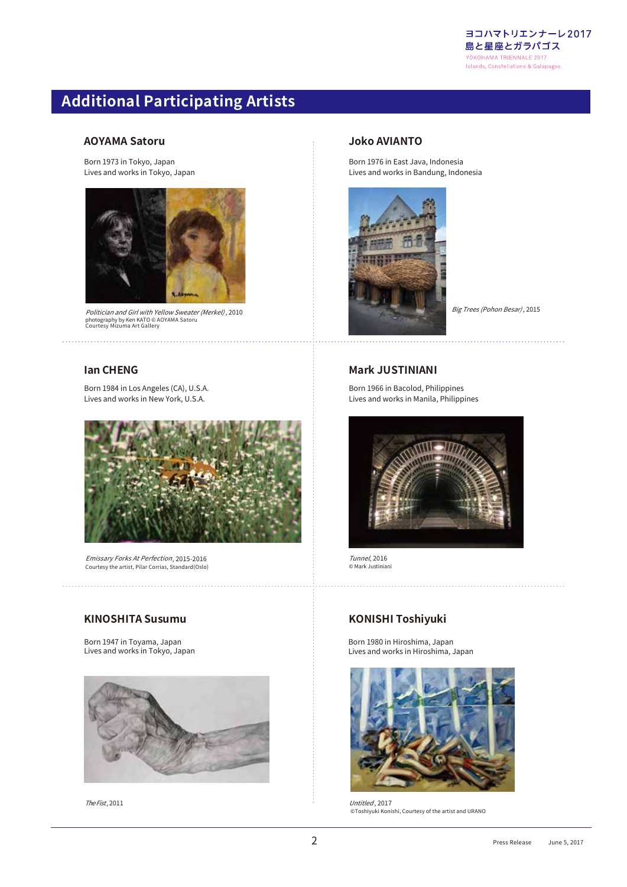## Additional Participating Artists

### AOYAMA Satoru

Born 1973 in Tokyo, Japan
Lives and works in Tokyo, Japan

*Politician and Girl with Yellow Sweater (Merkel)*, 2010
photography by Ken KATO © AOYAMA Satoru
Courtesy Mizuma Art Gallery

### Joko AVIANTO

Born 1976 in East Java, Indonesia
Lives and works in Bandung, Indonesia

*Big Trees (Pohon Besar)*, 2015

### Ian CHENG

Born 1984 in Los Angeles (CA), U.S.A.
Lives and works in New York, U.S.A.

*Emissary Forks At Perfection*, 2015-2016
Courtesy the artist, Pilar Corrias, Standard(Oslo)

### Mark JUSTINIANI

Born 1966 in Bacolod, Philippines
Lives and works in Manila, Philippines

*Tunnel*, 2016
© Mark Justiniani

### KINOSHITA Susumu

Born 1947 in Toyama, Japan
Lives and works in Tokyo, Japan

*The Fist*, 2011

### KONISHI Toshiyuki

Born 1980 in Hiroshima, Japan
Lives and works in Hiroshima, Japan

*Untitled*, 2017
©Toshiyuki Konishi, Courtesy of the artist and URANO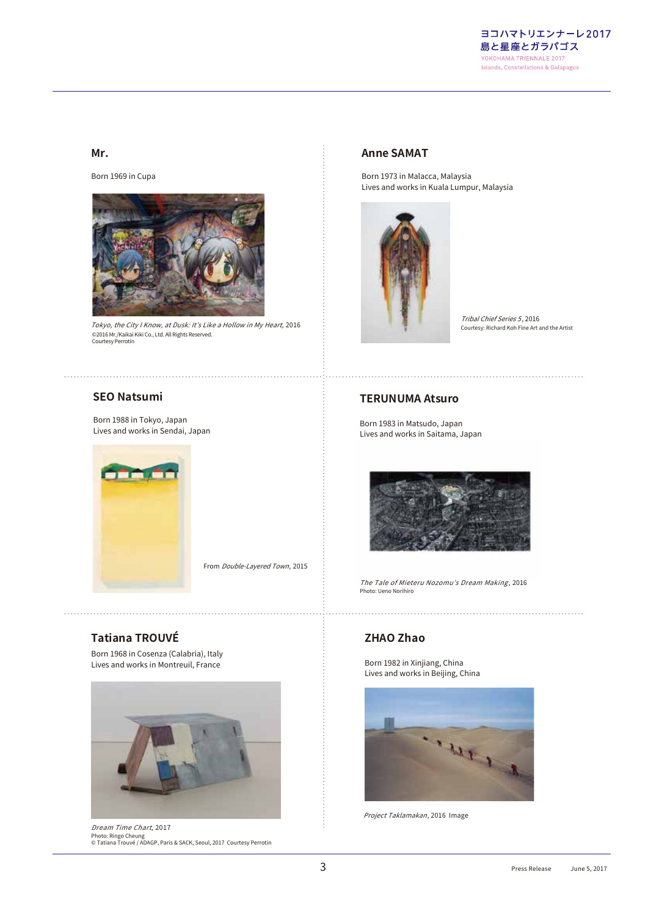## Mr.

Born 1969 in Cupa

*Tokyo, the City I Know, at Dusk: It's Like a Hollow in My Heart*, 2016
©2016 Mr./Kaikai Kiki Co., Ltd. All Rights Reserved.
Courtesy Perrotin

## Anne SAMAT

Born 1973 in Malacca, Malaysia
Lives and works in Kuala Lumpur, Malaysia

*Tribal Chief Series 5*, 2016
Courtesy: Richard Koh Fine Art and the Artist

## SEO Natsumi

Born 1988 in Tokyo, Japan
Lives and works in Sendai, Japan

From *Double-Layered Town*, 2015

## TERUNUMA Atsuro

Born 1983 in Matsudo, Japan
Lives and works in Saitama, Japan

*The Tale of Mieteru Nozomu's Dream Making*, 2016
Photo: Ueno Norihiro

## Tatiana TROUVÉ

Born 1968 in Cosenza (Calabria), Italy
Lives and works in Montreuil, France

*Dream Time Chart*, 2017
Photo: Ringo Cheung
© Tatiana Trouvé / ADAGP, Paris & SACK, Seoul, 2017 Courtesy Perrotin

## ZHAO Zhao

Born 1982 in Xinjiang, China
Lives and works in Beijing, China

*Project Taklamakan*, 2016 Image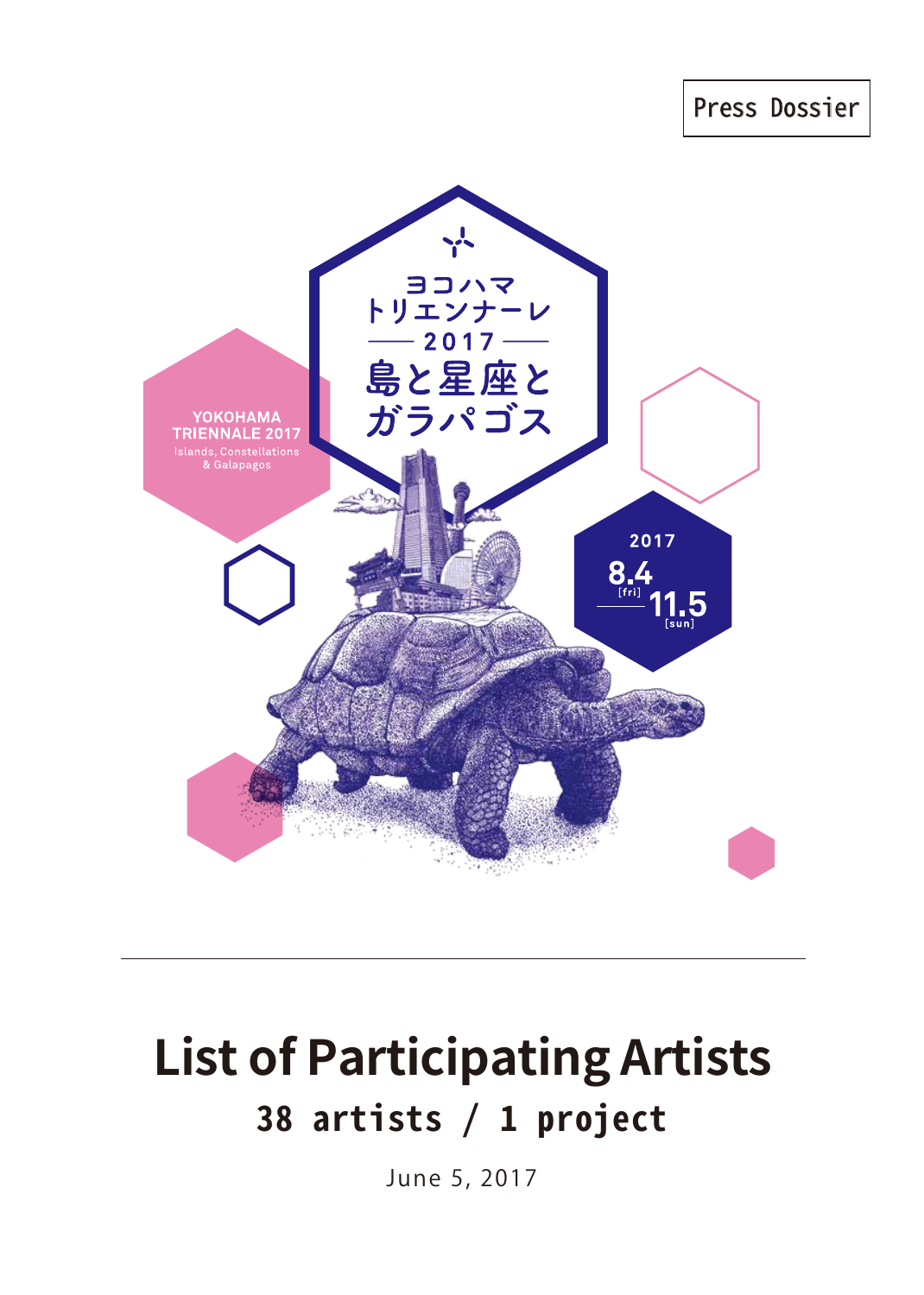Press Dossier

ヨコハマ
トリエンナーレ
2017
島と星座と
ガラパゴス

YOKOHAMA TRIENNALE 2017
Islands, Constellations & Galapagos

2017
8.4 [fri] — 11.5 [sun]

# List of Participating Artists

## 38 artists / 1 project

June 5, 2017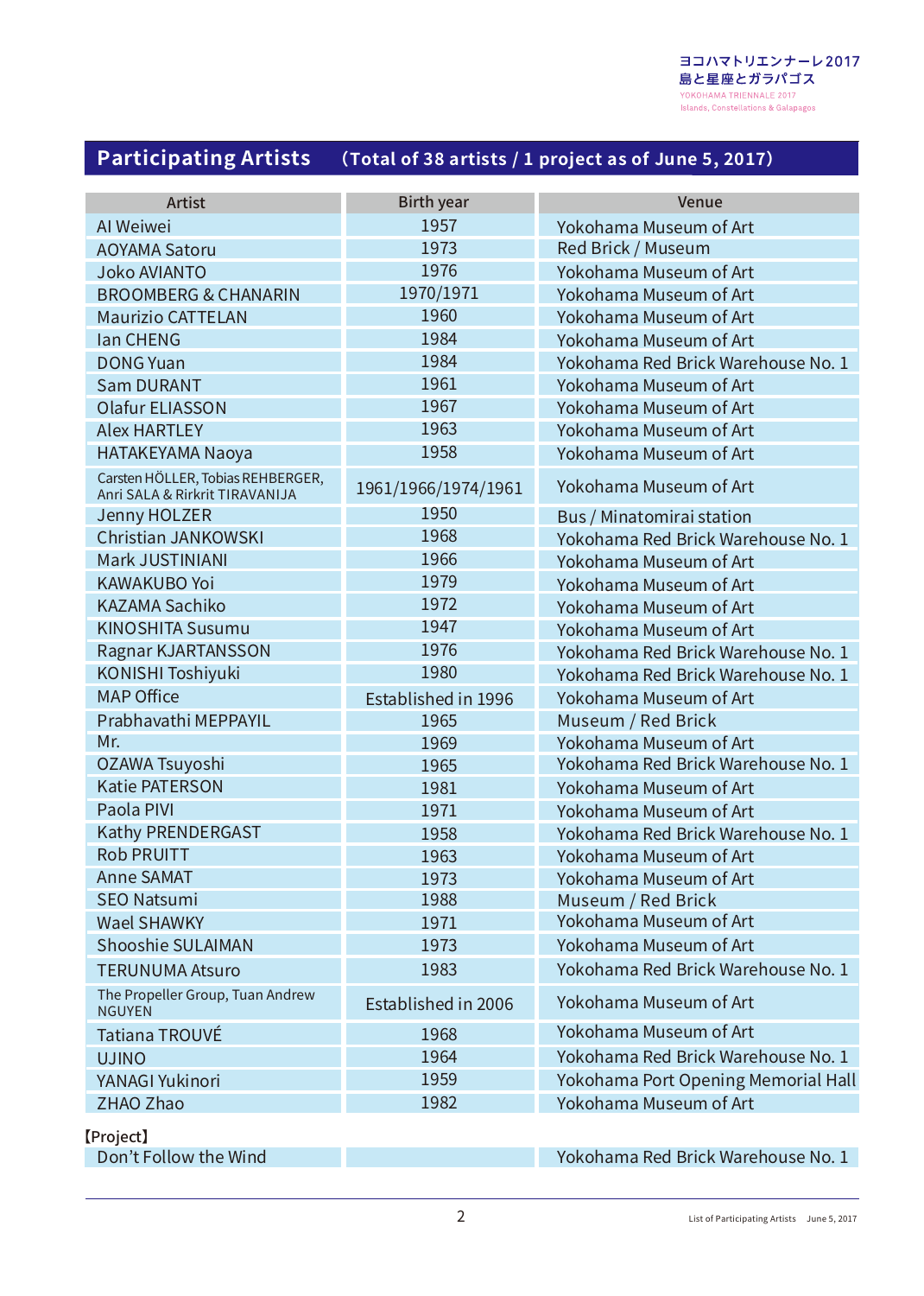## Participating Artists （Total of 38 artists / 1 project as of June 5, 2017）

| Artist | Birth year | Venue |
|---|---|---|
| AI Weiwei | 1957 | Yokohama Museum of Art |
| AOYAMA Satoru | 1973 | Red Brick / Museum |
| Joko AVIANTO | 1976 | Yokohama Museum of Art |
| BROOMBERG & CHANARIN | 1970/1971 | Yokohama Museum of Art |
| Maurizio CATTELAN | 1960 | Yokohama Museum of Art |
| Ian CHENG | 1984 | Yokohama Museum of Art |
| DONG Yuan | 1984 | Yokohama Red Brick Warehouse No. 1 |
| Sam DURANT | 1961 | Yokohama Museum of Art |
| Olafur ELIASSON | 1967 | Yokohama Museum of Art |
| Alex HARTLEY | 1963 | Yokohama Museum of Art |
| HATAKEYAMA Naoya | 1958 | Yokohama Museum of Art |
| Carsten HÖLLER, Tobias REHBERGER, Anri SALA & Rirkrit TIRAVANIJA | 1961/1966/1974/1961 | Yokohama Museum of Art |
| Jenny HOLZER | 1950 | Bus / Minatomirai station |
| Christian JANKOWSKI | 1968 | Yokohama Red Brick Warehouse No. 1 |
| Mark JUSTINIANI | 1966 | Yokohama Museum of Art |
| KAWAKUBO Yoi | 1979 | Yokohama Museum of Art |
| KAZAMA Sachiko | 1972 | Yokohama Museum of Art |
| KINOSHITA Susumu | 1947 | Yokohama Museum of Art |
| Ragnar KJARTANSSON | 1976 | Yokohama Red Brick Warehouse No. 1 |
| KONISHI Toshiyuki | 1980 | Yokohama Red Brick Warehouse No. 1 |
| MAP Office | Established in 1996 | Yokohama Museum of Art |
| Prabhavathi MEPPAYIL | 1965 | Museum / Red Brick |
| Mr. | 1969 | Yokohama Museum of Art |
| OZAWA Tsuyoshi | 1965 | Yokohama Red Brick Warehouse No. 1 |
| Katie PATERSON | 1981 | Yokohama Museum of Art |
| Paola PIVI | 1971 | Yokohama Museum of Art |
| Kathy PRENDERGAST | 1958 | Yokohama Red Brick Warehouse No. 1 |
| Rob PRUITT | 1963 | Yokohama Museum of Art |
| Anne SAMAT | 1973 | Yokohama Museum of Art |
| SEO Natsumi | 1988 | Museum / Red Brick |
| Wael SHAWKY | 1971 | Yokohama Museum of Art |
| Shooshie SULAIMAN | 1973 | Yokohama Museum of Art |
| TERUNUMA Atsuro | 1983 | Yokohama Red Brick Warehouse No. 1 |
| The Propeller Group, Tuan Andrew NGUYEN | Established in 2006 | Yokohama Museum of Art |
| Tatiana TROUVÉ | 1968 | Yokohama Museum of Art |
| UJINO | 1964 | Yokohama Red Brick Warehouse No. 1 |
| YANAGI Yukinori | 1959 | Yokohama Port Opening Memorial Hall |
| ZHAO Zhao | 1982 | Yokohama Museum of Art |

【Project】

| | | |
|---|---|---|
| Don't Follow the Wind | | Yokohama Red Brick Warehouse No. 1 |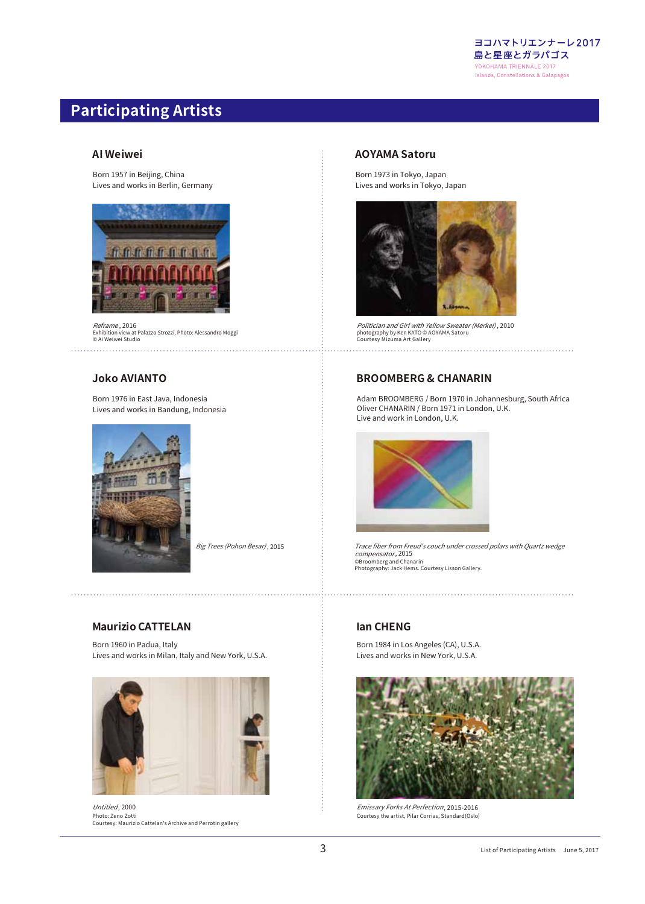## Participating Artists

### AI Weiwei

Born 1957 in Beijing, China
Lives and works in Berlin, Germany

*Reframe*, 2016
Exhibition view at Palazzo Strozzi, Photo: Alessandro Moggi
© Ai Weiwei Studio

### AOYAMA Satoru

Born 1973 in Tokyo, Japan
Lives and works in Tokyo, Japan

*Politician and Girl with Yellow Sweater (Merkel)*, 2010
photography by Ken KATO © AOYAMA Satoru
Courtesy Mizuma Art Gallery

### Joko AVIANTO

Born 1976 in East Java, Indonesia
Lives and works in Bandung, Indonesia

*Big Trees (Pohon Besar)*, 2015

### BROOMBERG & CHANARIN

Adam BROOMBERG / Born 1970 in Johannesburg, South Africa
Oliver CHANARIN / Born 1971 in London, U.K.
Live and work in London, U.K.

*Trace fiber from Freud's couch under crossed polars with Quartz wedge compensator*, 2015
©Broomberg and Chanarin
Photography: Jack Hems. Courtesy Lisson Gallery.

### Maurizio CATTELAN

Born 1960 in Padua, Italy
Lives and works in Milan, Italy and New York, U.S.A.

*Untitled*, 2000
Photo: Zeno Zotti
Courtesy: Maurizio Cattelan's Archive and Perrotin gallery

### Ian CHENG

Born 1984 in Los Angeles (CA), U.S.A.
Lives and works in New York, U.S.A.

*Emissary Forks At Perfection*, 2015-2016
Courtesy the artist, Pilar Corrias, Standard(Oslo)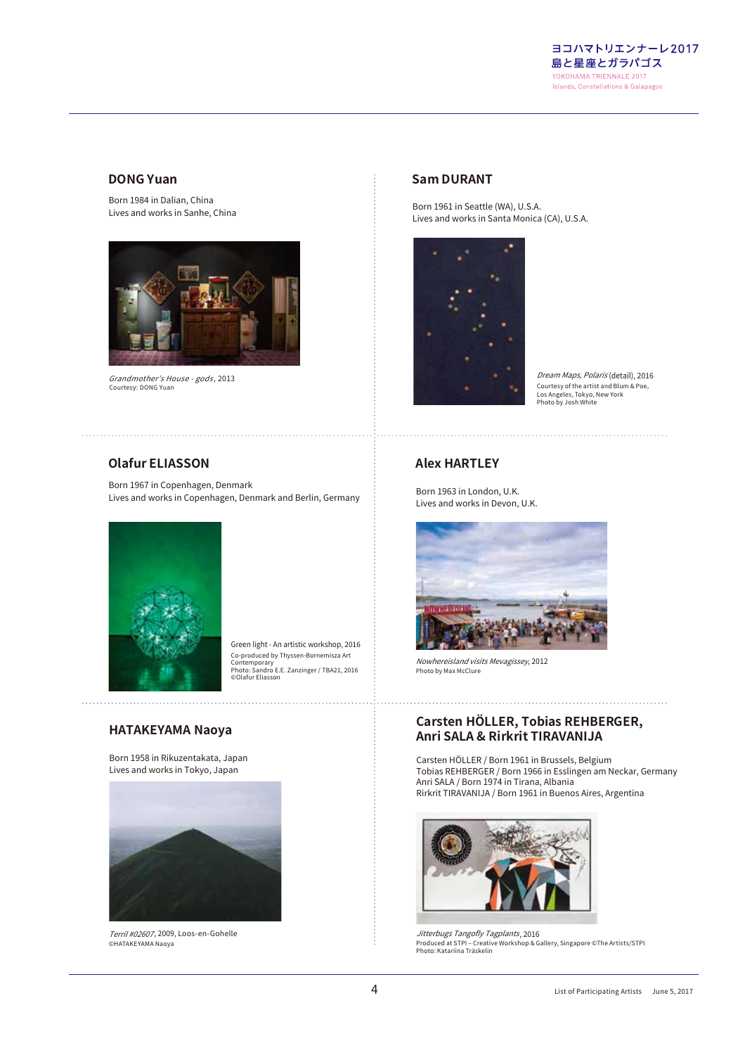## DONG Yuan

Born 1984 in Dalian, China
Lives and works in Sanhe, China

*Grandmother's House - gods*, 2013
Courtesy: DONG Yuan

## Sam DURANT

Born 1961 in Seattle (WA), U.S.A.
Lives and works in Santa Monica (CA), U.S.A.

*Dream Maps, Polaris* (detail), 2016
Courtesy of the artist and Blum & Poe, Los Angeles, Tokyo, New York
Photo by Josh White

## Olafur ELIASSON

Born 1967 in Copenhagen, Denmark
Lives and works in Copenhagen, Denmark and Berlin, Germany

Green light - An artistic workshop, 2016
Co-produced by Thyssen-Bornemisza Art Contemporary
Photo: Sandro E.E. Zanzinger / TBA21, 2016
©Olafur Eliasson

## Alex HARTLEY

Born 1963 in London, U.K.
Lives and works in Devon, U.K.

*Nowhereisland visits Mevagissey*, 2012
Photo by Max McClure

## HATAKEYAMA Naoya

Born 1958 in Rikuzentakata, Japan
Lives and works in Tokyo, Japan

*Terril #02607*, 2009, Loos-en-Gohelle
©HATAKEYAMA Naoya

## Carsten HÖLLER, Tobias REHBERGER, Anri SALA & Rirkrit TIRAVANIJA

Carsten HÖLLER / Born 1961 in Brussels, Belgium
Tobias REHBERGER / Born 1966 in Esslingen am Neckar, Germany
Anri SALA / Born 1974 in Tirana, Albania
Rirkrit TIRAVANIJA / Born 1961 in Buenos Aires, Argentina

*Jitterbugs Tangofly Tagplants*, 2016
Produced at STPI – Creative Workshop & Gallery, Singapore ©The Artists/STPI
Photo: Katariina Träskelin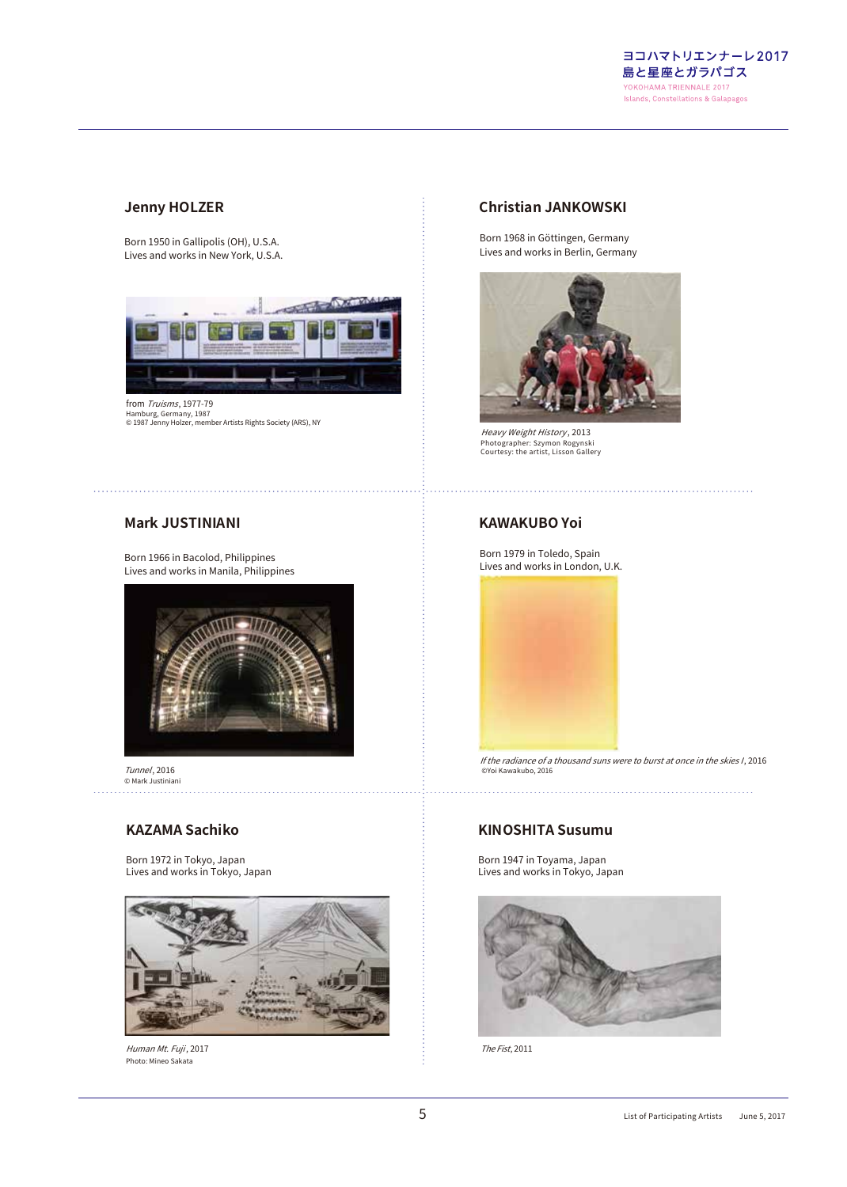## Jenny HOLZER

Born 1950 in Gallipolis (OH), U.S.A.
Lives and works in New York, U.S.A.

from *Truisms*, 1977-79
Hamburg, Germany, 1987
© 1987 Jenny Holzer, member Artists Rights Society (ARS), NY

## Christian JANKOWSKI

Born 1968 in Göttingen, Germany
Lives and works in Berlin, Germany

*Heavy Weight History*, 2013
Photographer: Szymon Rogynski
Courtesy: the artist, Lisson Gallery

## Mark JUSTINIANI

Born 1966 in Bacolod, Philippines
Lives and works in Manila, Philippines

*Tunnel*, 2016
© Mark Justiniani

## KAWAKUBO Yoi

Born 1979 in Toledo, Spain
Lives and works in London, U.K.

*If the radiance of a thousand suns were to burst at once in the skies I*, 2016
©Yoi Kawakubo, 2016

## KAZAMA Sachiko

Born 1972 in Tokyo, Japan
Lives and works in Tokyo, Japan

*Human Mt. Fuji*, 2017
Photo: Mineo Sakata

## KINOSHITA Susumu

Born 1947 in Toyama, Japan
Lives and works in Tokyo, Japan

*The Fist*, 2011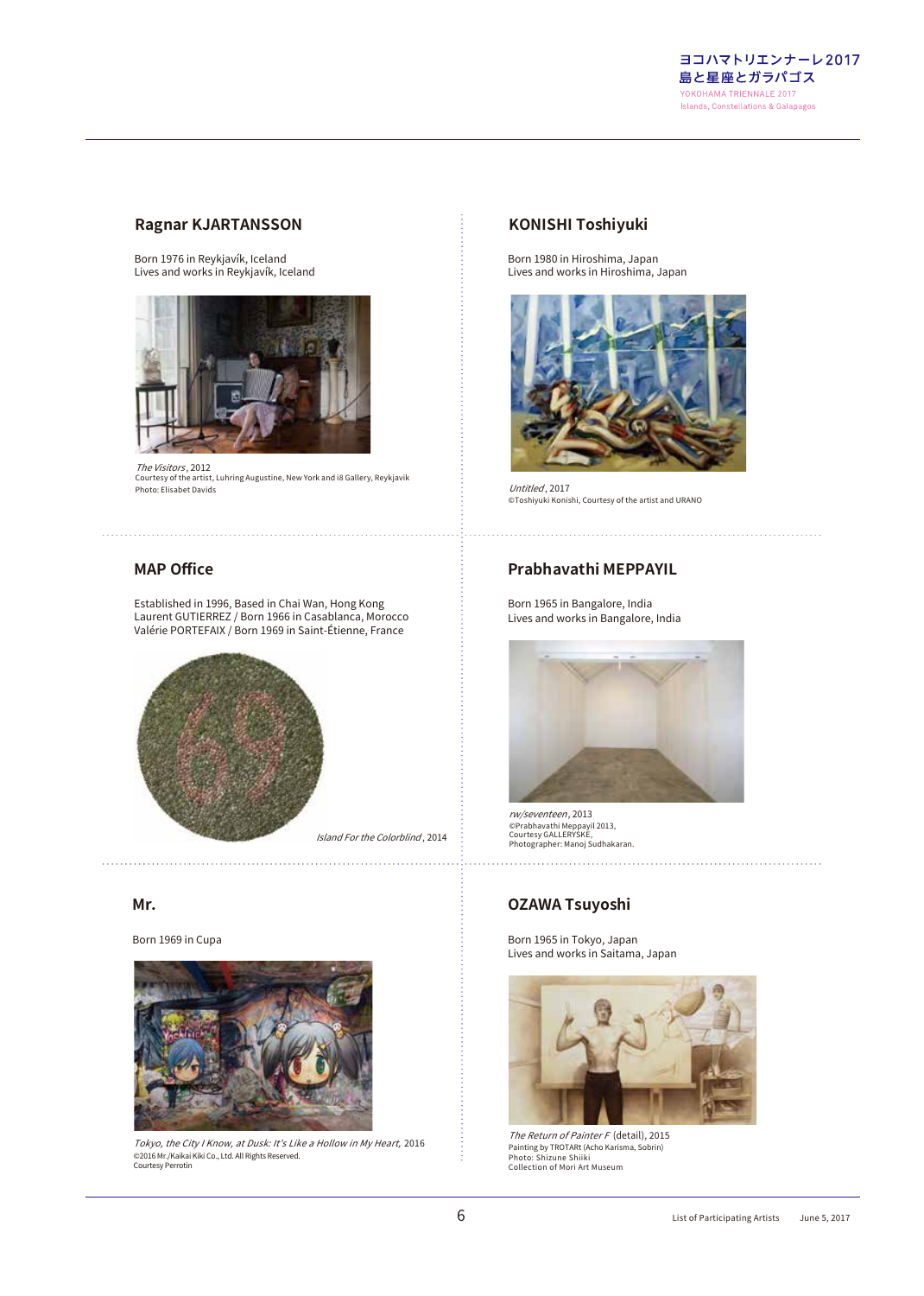## Ragnar KJARTANSSON

Born 1976 in Reykjavík, Iceland
Lives and works in Reykjavík, Iceland

*The Visitors*, 2012
Courtesy of the artist, Luhring Augustine, New York and i8 Gallery, Reykjavik
Photo: Elisabet Davids

## KONISHI Toshiyuki

Born 1980 in Hiroshima, Japan
Lives and works in Hiroshima, Japan

*Untitled*, 2017
©Toshiyuki Konishi, Courtesy of the artist and URANO

## MAP Office

Established in 1996, Based in Chai Wan, Hong Kong
Laurent GUTIERREZ / Born 1966 in Casablanca, Morocco
Valérie PORTEFAIX / Born 1969 in Saint-Étienne, France

*Island For the Colorblind*, 2014

## Prabhavathi MEPPAYIL

Born 1965 in Bangalore, India
Lives and works in Bangalore, India

*rw/seventeen*, 2013
©Prabhavathi Meppayil 2013,
Courtesy GALLERYSKE,
Photographer: Manoj Sudhakaran.

## Mr.

Born 1969 in Cupa

*Tokyo, the City I Know, at Dusk: It's Like a Hollow in My Heart,* 2016
©2016 Mr./Kaikai Kiki Co., Ltd. All Rights Reserved.
Courtesy Perrotin

## OZAWA Tsuyoshi

Born 1965 in Tokyo, Japan
Lives and works in Saitama, Japan

*The Return of Painter F* (detail), 2015
Painting by TROTARt (Acho Karisma, Sobrin)
Photo: Shizune Shiiki
Collection of Mori Art Museum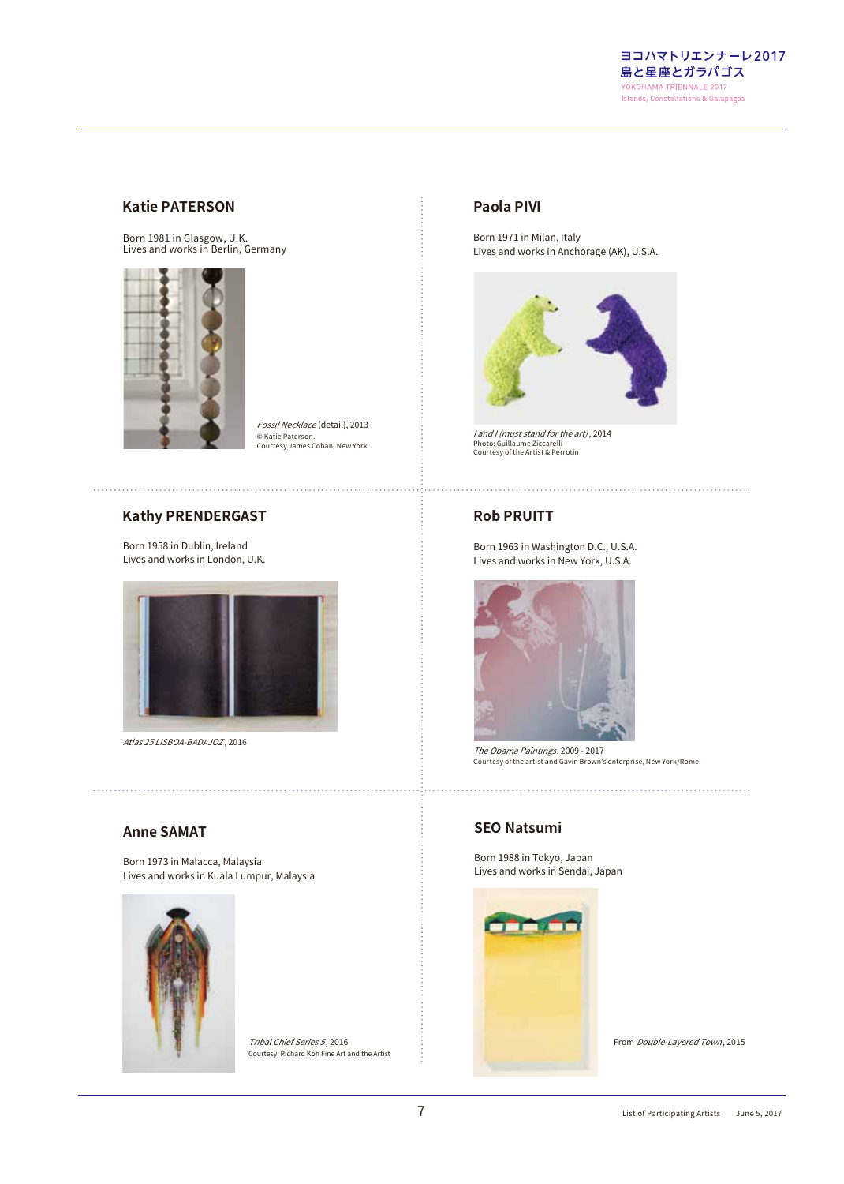## Katie PATERSON

Born 1981 in Glasgow, U.K.
Lives and works in Berlin, Germany

*Fossil Necklace* (detail), 2013
© Katie Paterson.
Courtesy James Cohan, New York.

## Paola PIVI

Born 1971 in Milan, Italy
Lives and works in Anchorage (AK), U.S.A.

*I and I (must stand for the art)*, 2014
Photo: Guillaume Ziccarelli
Courtesy of the Artist & Perrotin

## Kathy PRENDERGAST

Born 1958 in Dublin, Ireland
Lives and works in London, U.K.

*Atlas 25 LISBOA-BADAJOZ*, 2016

## Rob PRUITT

Born 1963 in Washington D.C., U.S.A.
Lives and works in New York, U.S.A.

*The Obama Paintings*, 2009 - 2017
Courtesy of the artist and Gavin Brown's enterprise, New York/Rome.

## Anne SAMAT

Born 1973 in Malacca, Malaysia
Lives and works in Kuala Lumpur, Malaysia

*Tribal Chief Series 5*, 2016
Courtesy: Richard Koh Fine Art and the Artist

## SEO Natsumi

Born 1988 in Tokyo, Japan
Lives and works in Sendai, Japan

From *Double-Layered Town*, 2015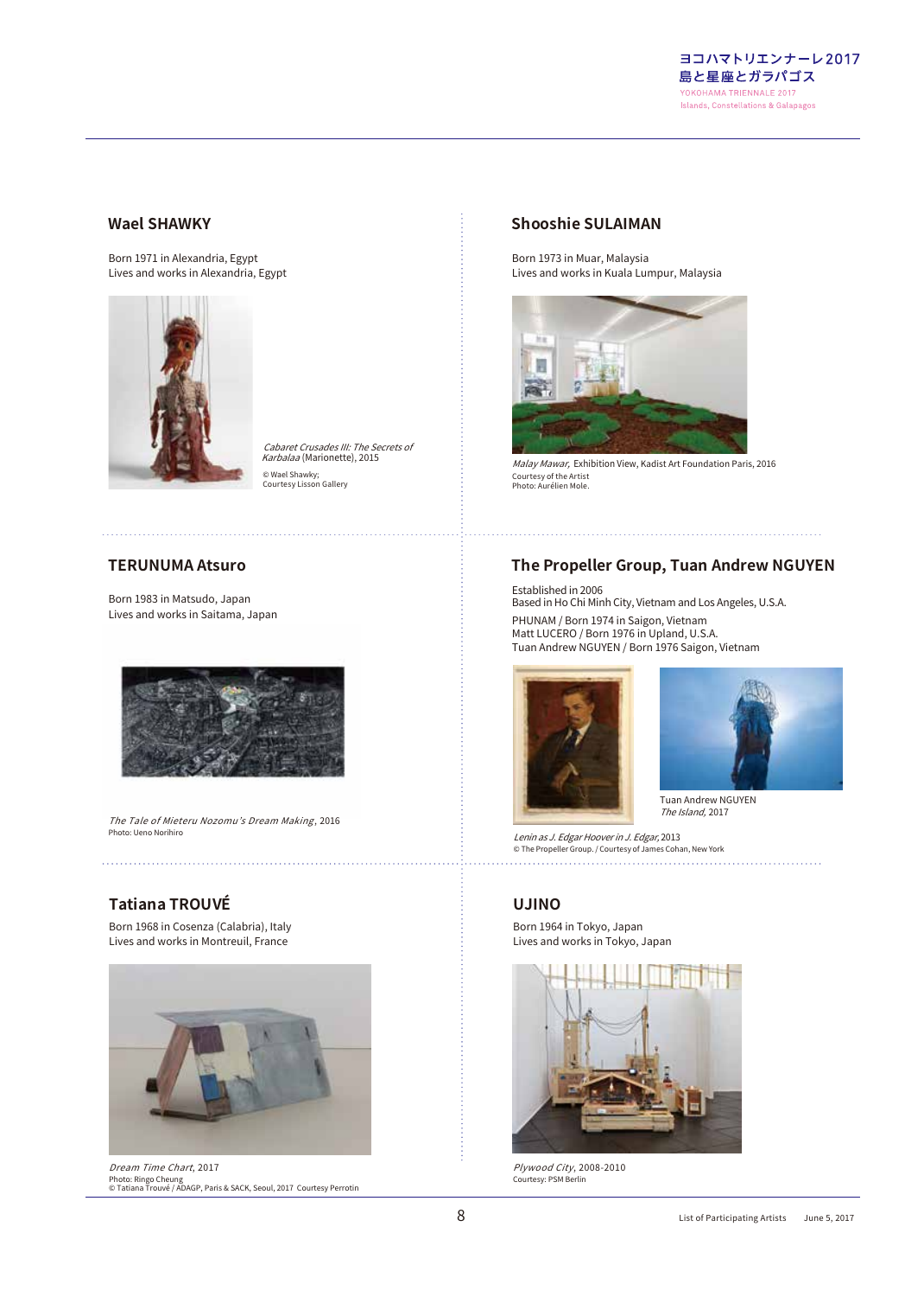## Wael SHAWKY

Born 1971 in Alexandria, Egypt
Lives and works in Alexandria, Egypt

*Cabaret Crusades III: The Secrets of Karbalaa* (Marionette), 2015
© Wael Shawky;
Courtesy Lisson Gallery

## Shooshie SULAIMAN

Born 1973 in Muar, Malaysia
Lives and works in Kuala Lumpur, Malaysia

*Malay Mawar,* Exhibition View, Kadist Art Foundation Paris, 2016
Courtesy of the Artist
Photo: Aurélien Mole.

## TERUNUMA Atsuro

Born 1983 in Matsudo, Japan
Lives and works in Saitama, Japan

*The Tale of Mieteru Nozomu's Dream Making*, 2016
Photo: Ueno Norihiro

## The Propeller Group, Tuan Andrew NGUYEN

Established in 2006
Based in Ho Chi Minh City, Vietnam and Los Angeles, U.S.A.

PHUNAM / Born 1974 in Saigon, Vietnam
Matt LUCERO / Born 1976 in Upland, U.S.A.
Tuan Andrew NGUYEN / Born 1976 Saigon, Vietnam

Tuan Andrew NGUYEN
*The Island,* 2017

*Lenin as J. Edgar Hoover in J. Edgar,* 2013
© The Propeller Group. / Courtesy of James Cohan, New York

## Tatiana TROUVÉ

Born 1968 in Cosenza (Calabria), Italy
Lives and works in Montreuil, France

*Dream Time Chart*, 2017
Photo: Ringo Cheung
© Tatiana Trouvé / ADAGP, Paris & SACK, Seoul, 2017 Courtesy Perrotin

## UJINO

Born 1964 in Tokyo, Japan
Lives and works in Tokyo, Japan

*Plywood City*, 2008-2010
Courtesy: PSM Berlin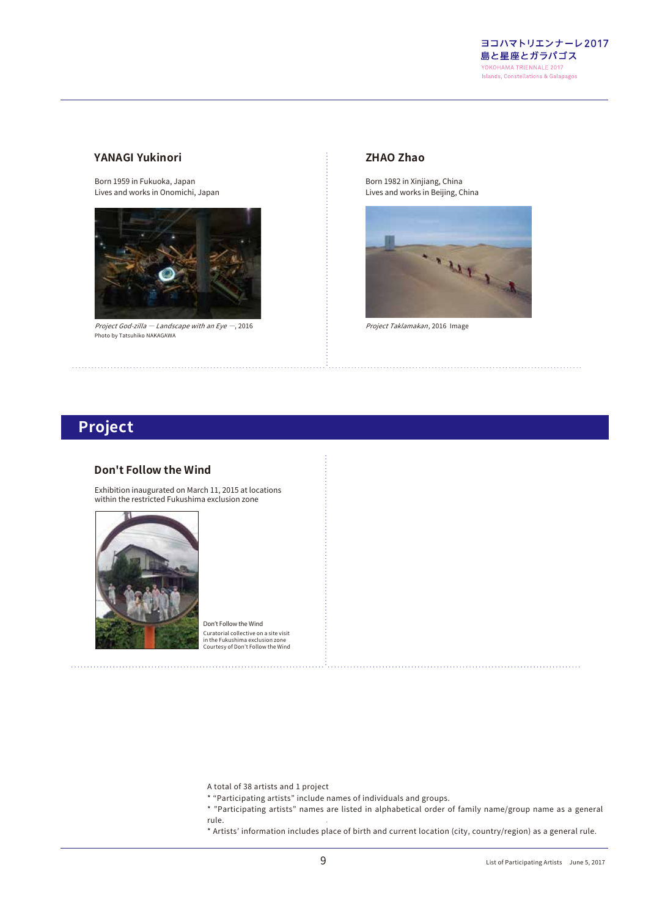### YANAGI Yukinori

Born 1959 in Fukuoka, Japan
Lives and works in Onomichi, Japan

*Project God-zilla ― Landscape with an Eye ―*, 2016
Photo by Tatsuhiko NAKAGAWA

### ZHAO Zhao

Born 1982 in Xinjiang, China
Lives and works in Beijing, China

*Project Taklamakan*, 2016 Image

## Project

### Don't Follow the Wind

Exhibition inaugurated on March 11, 2015 at locations within the restricted Fukushima exclusion zone

Don't Follow the Wind
Curatorial collective on a site visit in the Fukushima exclusion zone
Courtesy of Don't Follow the Wind

A total of 38 artists and 1 project
* "Participating artists" include names of individuals and groups.
* "Participating artists" names are listed in alphabetical order of family name/group name as a general rule.
* Artists' information includes place of birth and current location (city, country/region) as a general rule.